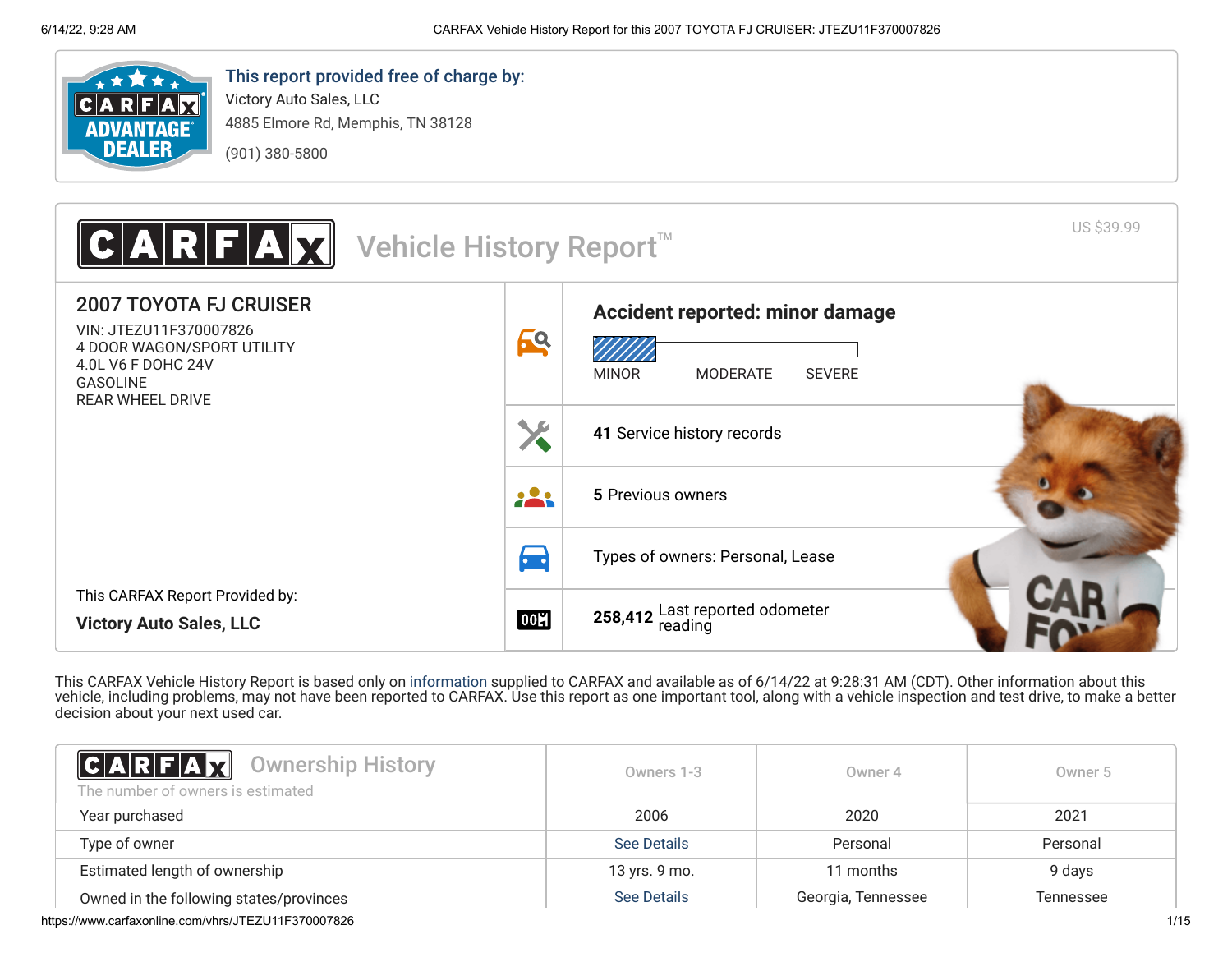This report provided free of charge by:

Victory Auto Sales, LLC
4885 Elmore Rd, Memphis, TN 38128
(901) 380-5800

# CARFAX Vehicle History Report™

US $39.99

## 2007 TOYOTA FJ CRUISER

VIN: JTEZU11F370007826
4 DOOR WAGON/SPORT UTILITY
4.0L V6 F DOHC 24V
GASOLINE
REAR WHEEL DRIVE

This CARFAX Report Provided by:

**Victory Auto Sales, LLC**

**Accident reported: minor damage**

MINOR MODERATE SEVERE

**41** Service history records

**5** Previous owners

Types of owners: Personal, Lease

**258,412** Last reported odometer reading

This CARFAX Vehicle History Report is based only on information supplied to CARFAX and available as of 6/14/22 at 9:28:31 AM (CDT). Other information about this vehicle, including problems, may not have been reported to CARFAX. Use this report as one important tool, along with a vehicle inspection and test drive, to make a better decision about your next used car.

## CARFAX Ownership History

The number of owners is estimated

| | Owners 1-3 | Owner 4 | Owner 5 |
|---|---|---|---|
| Year purchased | 2006 | 2020 | 2021 |
| Type of owner | See Details | Personal | Personal |
| Estimated length of ownership | 13 yrs. 9 mo. | 11 months | 9 days |
| Owned in the following states/provinces | See Details | Georgia, Tennessee | Tennessee |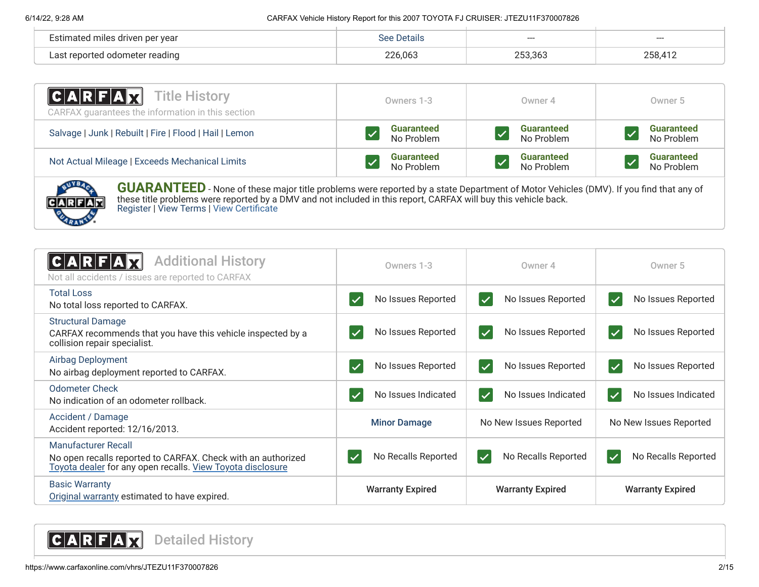| | | | |
|---|---|---|---|
| Estimated miles driven per year | See Details | --- | --- |
| Last reported odometer reading | 226,063 | 253,363 | 258,412 |

## CARFAX Title History

CARFAX guarantees the information in this section

| | Owners 1-3 | Owner 4 | Owner 5 |
|---|---|---|---|
| Salvage \| Junk \| Rebuilt \| Fire \| Flood \| Hail \| Lemon | Guaranteed No Problem | Guaranteed No Problem | Guaranteed No Problem |
| Not Actual Mileage \| Exceeds Mechanical Limits | Guaranteed No Problem | Guaranteed No Problem | Guaranteed No Problem |

**GUARANTEED** - None of these major title problems were reported by a state Department of Motor Vehicles (DMV). If you find that any of these title problems were reported by a DMV and not included in this report, CARFAX will buy this vehicle back.
Register | View Terms | View Certificate

## CARFAX Additional History

Not all accidents / issues are reported to CARFAX

| | Owners 1-3 | Owner 4 | Owner 5 |
|---|---|---|---|
| **Total Loss**<br>No total loss reported to CARFAX. | No Issues Reported | No Issues Reported | No Issues Reported |
| **Structural Damage**<br>CARFAX recommends that you have this vehicle inspected by a collision repair specialist. | No Issues Reported | No Issues Reported | No Issues Reported |
| **Airbag Deployment**<br>No airbag deployment reported to CARFAX. | No Issues Reported | No Issues Reported | No Issues Reported |
| **Odometer Check**<br>No indication of an odometer rollback. | No Issues Indicated | No Issues Indicated | No Issues Indicated |
| **Accident / Damage**<br>Accident reported: 12/16/2013. | Minor Damage | No New Issues Reported | No New Issues Reported |
| **Manufacturer Recall**<br>No open recalls reported to CARFAX. Check with an authorized Toyota dealer for any open recalls. View Toyota disclosure | No Recalls Reported | No Recalls Reported | No Recalls Reported |
| **Basic Warranty**<br>Original warranty estimated to have expired. | Warranty Expired | Warranty Expired | Warranty Expired |

## CARFAX Detailed History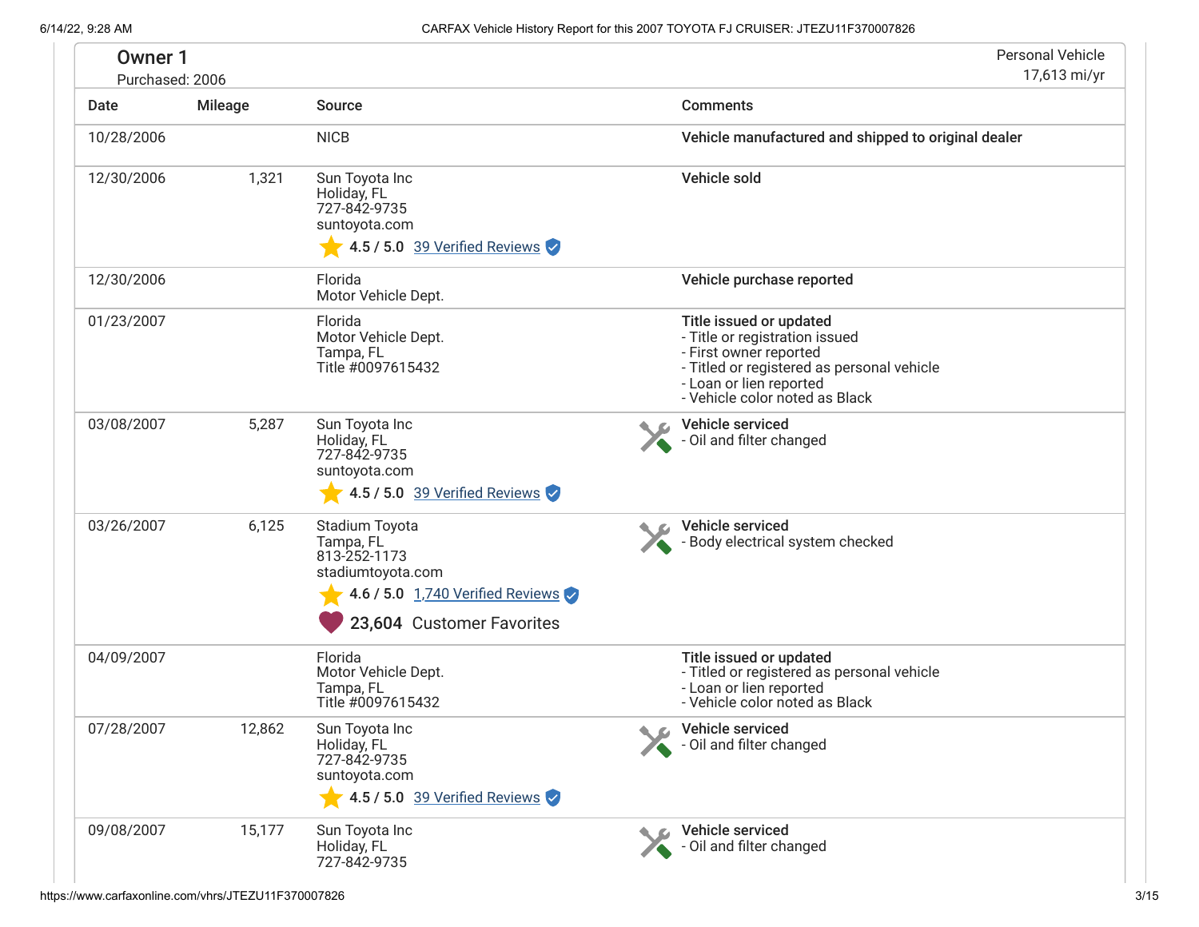## Owner 1

Purchased: 2006

Personal Vehicle
17,613 mi/yr

| Date | Mileage | Source | Comments |
|---|---|---|---|
| 10/28/2006 | | NICB | **Vehicle manufactured and shipped to original dealer** |
| 12/30/2006 | 1,321 | Sun Toyota Inc<br>Holiday, FL<br>727-842-9735<br>suntoyota.com<br>4.5 / 5.0 39 Verified Reviews | **Vehicle sold** |
| 12/30/2006 | | Florida<br>Motor Vehicle Dept. | **Vehicle purchase reported** |
| 01/23/2007 | | Florida<br>Motor Vehicle Dept.<br>Tampa, FL<br>Title #0097615432 | **Title issued or updated**<br>- Title or registration issued<br>- First owner reported<br>- Titled or registered as personal vehicle<br>- Loan or lien reported<br>- Vehicle color noted as Black |
| 03/08/2007 | 5,287 | Sun Toyota Inc<br>Holiday, FL<br>727-842-9735<br>suntoyota.com<br>4.5 / 5.0 39 Verified Reviews | **Vehicle serviced**<br>- Oil and filter changed |
| 03/26/2007 | 6,125 | Stadium Toyota<br>Tampa, FL<br>813-252-1173<br>stadiumtoyota.com<br>4.6 / 5.0 1,740 Verified Reviews<br>23,604 Customer Favorites | **Vehicle serviced**<br>- Body electrical system checked |
| 04/09/2007 | | Florida<br>Motor Vehicle Dept.<br>Tampa, FL<br>Title #0097615432 | **Title issued or updated**<br>- Titled or registered as personal vehicle<br>- Loan or lien reported<br>- Vehicle color noted as Black |
| 07/28/2007 | 12,862 | Sun Toyota Inc<br>Holiday, FL<br>727-842-9735<br>suntoyota.com<br>4.5 / 5.0 39 Verified Reviews | **Vehicle serviced**<br>- Oil and filter changed |
| 09/08/2007 | 15,177 | Sun Toyota Inc<br>Holiday, FL<br>727-842-9735 | **Vehicle serviced**<br>- Oil and filter changed |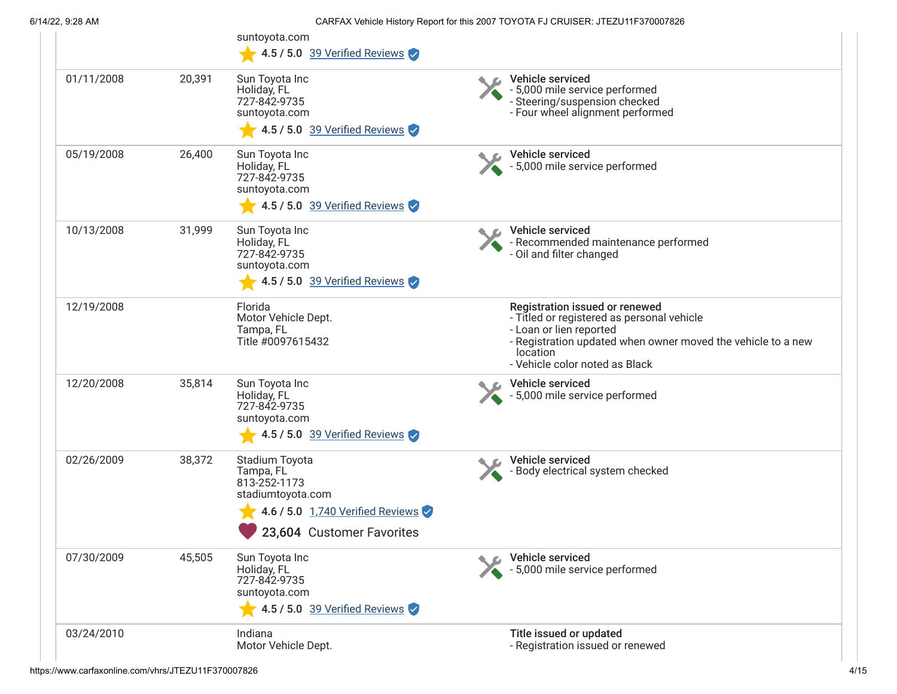| Date | Mileage | Source | Comments |
|---|---|---|---|
| | | suntoyota.com<br>4.5 / 5.0 39 Verified Reviews | |
| 01/11/2008 | 20,391 | Sun Toyota Inc<br>Holiday, FL<br>727-842-9735<br>suntoyota.com<br>4.5 / 5.0 39 Verified Reviews | **Vehicle serviced**<br>- 5,000 mile service performed<br>- Steering/suspension checked<br>- Four wheel alignment performed |
| 05/19/2008 | 26,400 | Sun Toyota Inc<br>Holiday, FL<br>727-842-9735<br>suntoyota.com<br>4.5 / 5.0 39 Verified Reviews | **Vehicle serviced**<br>- 5,000 mile service performed |
| 10/13/2008 | 31,999 | Sun Toyota Inc<br>Holiday, FL<br>727-842-9735<br>suntoyota.com<br>4.5 / 5.0 39 Verified Reviews | **Vehicle serviced**<br>- Recommended maintenance performed<br>- Oil and filter changed |
| 12/19/2008 | | Florida<br>Motor Vehicle Dept.<br>Tampa, FL<br>Title #0097615432 | **Registration issued or renewed**<br>- Titled or registered as personal vehicle<br>- Loan or lien reported<br>- Registration updated when owner moved the vehicle to a new location<br>- Vehicle color noted as Black |
| 12/20/2008 | 35,814 | Sun Toyota Inc<br>Holiday, FL<br>727-842-9735<br>suntoyota.com<br>4.5 / 5.0 39 Verified Reviews | **Vehicle serviced**<br>- 5,000 mile service performed |
| 02/26/2009 | 38,372 | Stadium Toyota<br>Tampa, FL<br>813-252-1173<br>stadiumtoyota.com<br>4.6 / 5.0 1,740 Verified Reviews<br>23,604 Customer Favorites | **Vehicle serviced**<br>- Body electrical system checked |
| 07/30/2009 | 45,505 | Sun Toyota Inc<br>Holiday, FL<br>727-842-9735<br>suntoyota.com<br>4.5 / 5.0 39 Verified Reviews | **Vehicle serviced**<br>- 5,000 mile service performed |
| 03/24/2010 | | Indiana<br>Motor Vehicle Dept. | **Title issued or updated**<br>- Registration issued or renewed |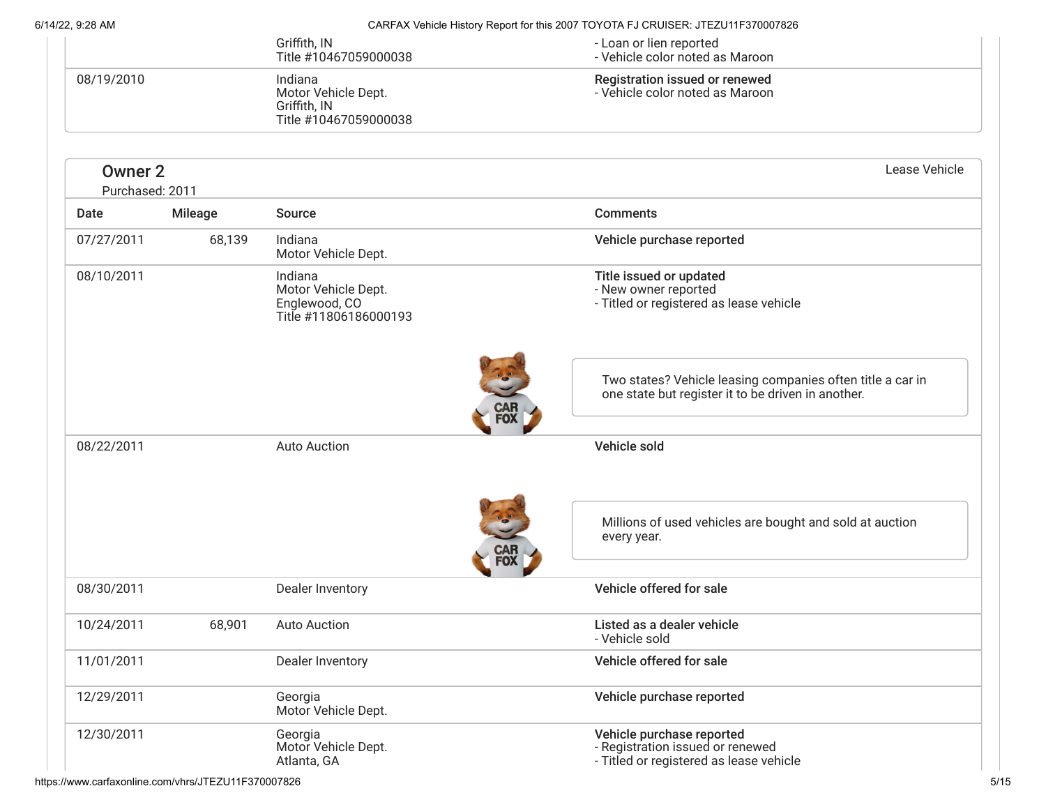| | | | |
|---|---|---|---|
| | | Griffith, IN<br>Title #10467059000038 | - Loan or lien reported<br>- Vehicle color noted as Maroon |
| 08/19/2010 | | Indiana<br>Motor Vehicle Dept.<br>Griffith, IN<br>Title #10467059000038 | **Registration issued or renewed**<br>- Vehicle color noted as Maroon |

## Owner 2

Purchased: 2011

Lease Vehicle

| Date | Mileage | Source | Comments |
|---|---|---|---|
| 07/27/2011 | 68,139 | Indiana<br>Motor Vehicle Dept. | **Vehicle purchase reported** |
| 08/10/2011 | | Indiana<br>Motor Vehicle Dept.<br>Englewood, CO<br>Title #11806186000193 | **Title issued or updated**<br>- New owner reported<br>- Titled or registered as lease vehicle<br><br>Two states? Vehicle leasing companies often title a car in one state but register it to be driven in another. |
| 08/22/2011 | | Auto Auction | **Vehicle sold**<br><br>Millions of used vehicles are bought and sold at auction every year. |
| 08/30/2011 | | Dealer Inventory | **Vehicle offered for sale** |
| 10/24/2011 | 68,901 | Auto Auction | **Listed as a dealer vehicle**<br>- Vehicle sold |
| 11/01/2011 | | Dealer Inventory | **Vehicle offered for sale** |
| 12/29/2011 | | Georgia<br>Motor Vehicle Dept. | **Vehicle purchase reported** |
| 12/30/2011 | | Georgia<br>Motor Vehicle Dept.<br>Atlanta, GA | **Vehicle purchase reported**<br>- Registration issued or renewed<br>- Titled or registered as lease vehicle |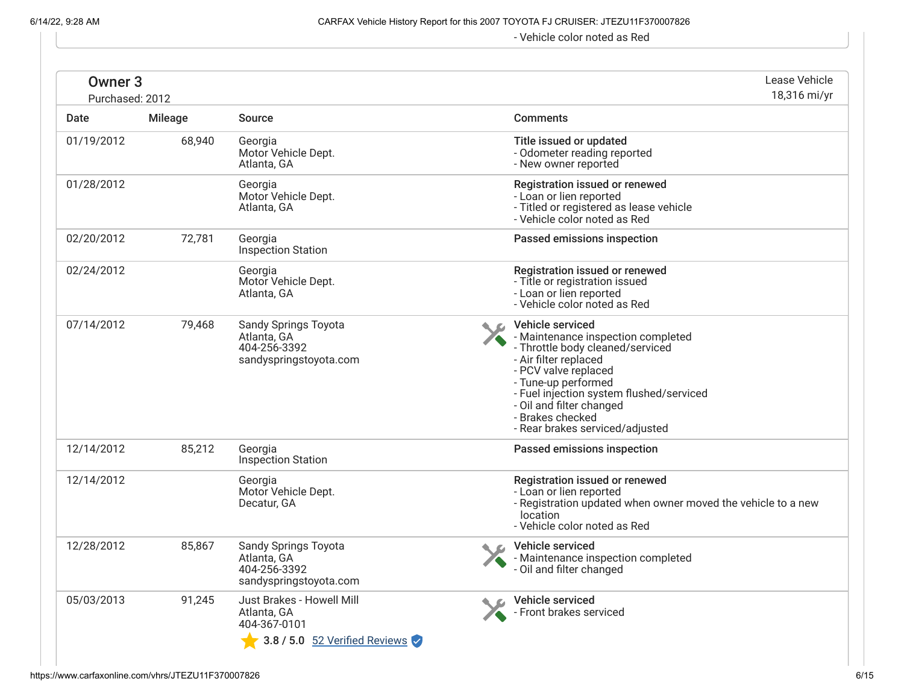- Vehicle color noted as Red

## Owner 3

Purchased: 2012

Lease Vehicle
18,316 mi/yr

| Date | Mileage | Source | Comments |
| --- | --- | --- | --- |
| 01/19/2012 | 68,940 | Georgia<br>Motor Vehicle Dept.<br>Atlanta, GA | **Title issued or updated**<br>- Odometer reading reported<br>- New owner reported |
| 01/28/2012 | | Georgia<br>Motor Vehicle Dept.<br>Atlanta, GA | **Registration issued or renewed**<br>- Loan or lien reported<br>- Titled or registered as lease vehicle<br>- Vehicle color noted as Red |
| 02/20/2012 | 72,781 | Georgia<br>Inspection Station | **Passed emissions inspection** |
| 02/24/2012 | | Georgia<br>Motor Vehicle Dept.<br>Atlanta, GA | **Registration issued or renewed**<br>- Title or registration issued<br>- Loan or lien reported<br>- Vehicle color noted as Red |
| 07/14/2012 | 79,468 | Sandy Springs Toyota<br>Atlanta, GA<br>404-256-3392<br>sandyspringstoyota.com | **Vehicle serviced**<br>- Maintenance inspection completed<br>- Throttle body cleaned/serviced<br>- Air filter replaced<br>- PCV valve replaced<br>- Tune-up performed<br>- Fuel injection system flushed/serviced<br>- Oil and filter changed<br>- Brakes checked<br>- Rear brakes serviced/adjusted |
| 12/14/2012 | 85,212 | Georgia<br>Inspection Station | **Passed emissions inspection** |
| 12/14/2012 | | Georgia<br>Motor Vehicle Dept.<br>Decatur, GA | **Registration issued or renewed**<br>- Loan or lien reported<br>- Registration updated when owner moved the vehicle to a new location<br>- Vehicle color noted as Red |
| 12/28/2012 | 85,867 | Sandy Springs Toyota<br>Atlanta, GA<br>404-256-3392<br>sandyspringstoyota.com | **Vehicle serviced**<br>- Maintenance inspection completed<br>- Oil and filter changed |
| 05/03/2013 | 91,245 | Just Brakes - Howell Mill<br>Atlanta, GA<br>404-367-0101<br>3.8 / 5.0 52 Verified Reviews | **Vehicle serviced**<br>- Front brakes serviced |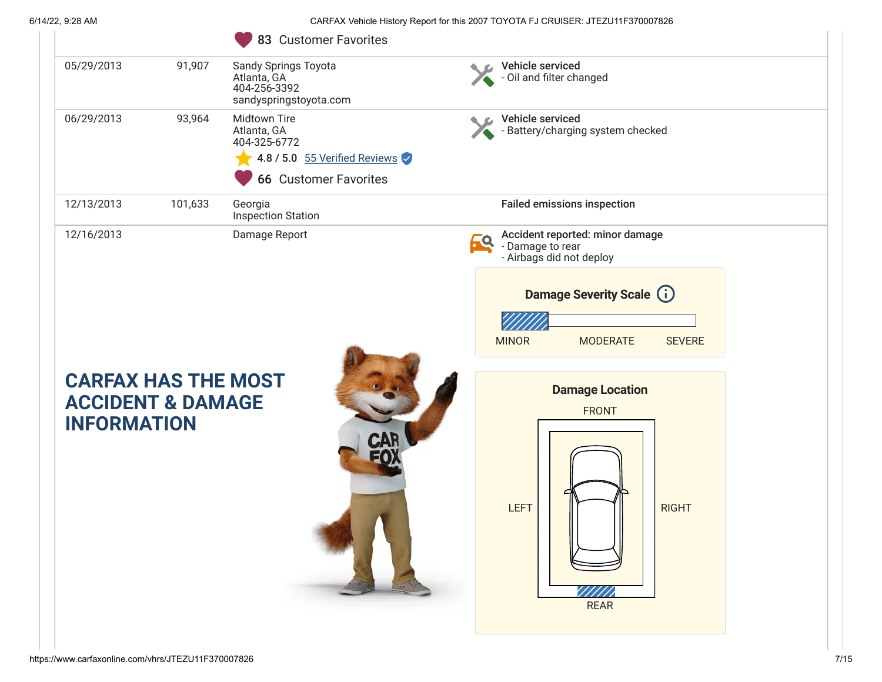| | | | |
|---|---|---|---|
| | | 83 Customer Favorites | |
| 05/29/2013 | 91,907 | Sandy Springs Toyota<br>Atlanta, GA<br>404-256-3392<br>sandyspringstoyota.com | **Vehicle serviced**<br>- Oil and filter changed |
| 06/29/2013 | 93,964 | Midtown Tire<br>Atlanta, GA<br>404-325-6772<br>4.8 / 5.0 55 Verified Reviews<br>66 Customer Favorites | **Vehicle serviced**<br>- Battery/charging system checked |
| 12/13/2013 | 101,633 | Georgia<br>Inspection Station | **Failed emissions inspection** |
| 12/16/2013 | | Damage Report | **Accident reported: minor damage**<br>- Damage to rear<br>- Airbags did not deploy |

**Damage Severity Scale**

MINOR MODERATE SEVERE

**Damage Location**

FRONT

LEFT RIGHT

REAR

## CARFAX HAS THE MOST ACCIDENT & DAMAGE INFORMATION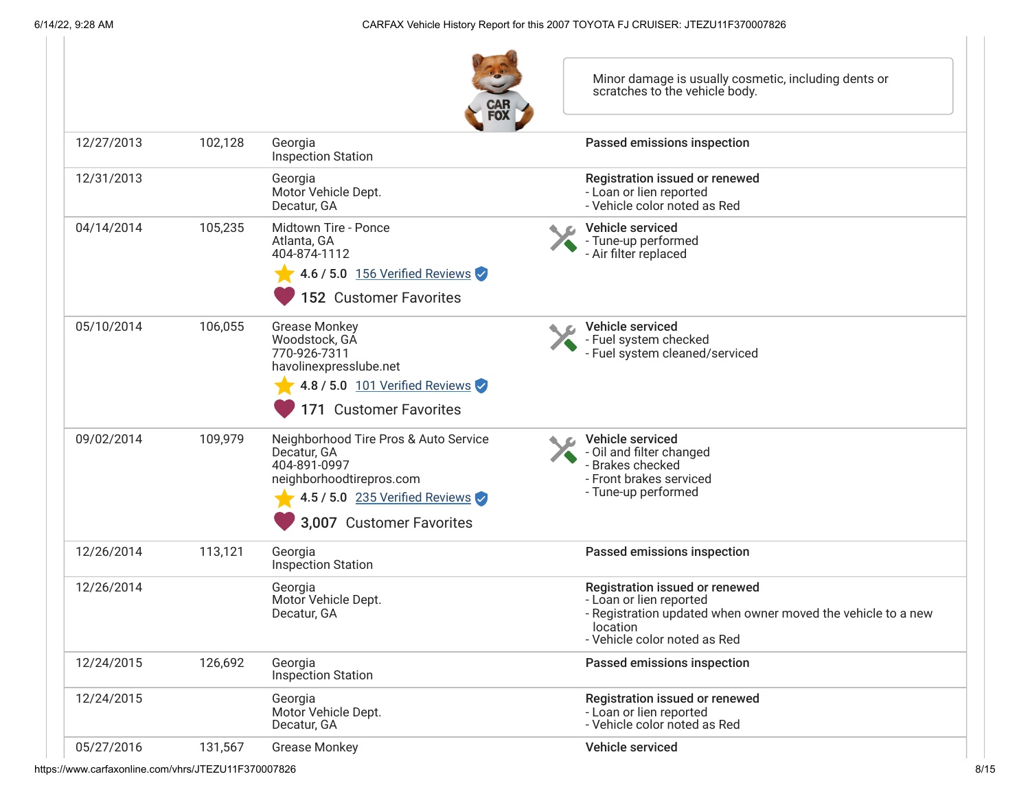Minor damage is usually cosmetic, including dents or scratches to the vehicle body.

| Date | Mileage | Source | Comments |
| --- | --- | --- | --- |
| 12/27/2013 | 102,128 | Georgia<br>Inspection Station | **Passed emissions inspection** |
| 12/31/2013 | | Georgia<br>Motor Vehicle Dept.<br>Decatur, GA | **Registration issued or renewed**<br>- Loan or lien reported<br>- Vehicle color noted as Red |
| 04/14/2014 | 105,235 | Midtown Tire - Ponce<br>Atlanta, GA<br>404-874-1112<br>4.6 / 5.0 156 Verified Reviews<br>152 Customer Favorites | **Vehicle serviced**<br>- Tune-up performed<br>- Air filter replaced |
| 05/10/2014 | 106,055 | Grease Monkey<br>Woodstock, GA<br>770-926-7311<br>havolinexpresslube.net<br>4.8 / 5.0 101 Verified Reviews<br>171 Customer Favorites | **Vehicle serviced**<br>- Fuel system checked<br>- Fuel system cleaned/serviced |
| 09/02/2014 | 109,979 | Neighborhood Tire Pros & Auto Service<br>Decatur, GA<br>404-891-0997<br>neighborhoodtirepros.com<br>4.5 / 5.0 235 Verified Reviews<br>3,007 Customer Favorites | **Vehicle serviced**<br>- Oil and filter changed<br>- Brakes checked<br>- Front brakes serviced<br>- Tune-up performed |
| 12/26/2014 | 113,121 | Georgia<br>Inspection Station | **Passed emissions inspection** |
| 12/26/2014 | | Georgia<br>Motor Vehicle Dept.<br>Decatur, GA | **Registration issued or renewed**<br>- Loan or lien reported<br>- Registration updated when owner moved the vehicle to a new location<br>- Vehicle color noted as Red |
| 12/24/2015 | 126,692 | Georgia<br>Inspection Station | **Passed emissions inspection** |
| 12/24/2015 | | Georgia<br>Motor Vehicle Dept.<br>Decatur, GA | **Registration issued or renewed**<br>- Loan or lien reported<br>- Vehicle color noted as Red |
| 05/27/2016 | 131,567 | Grease Monkey | **Vehicle serviced** |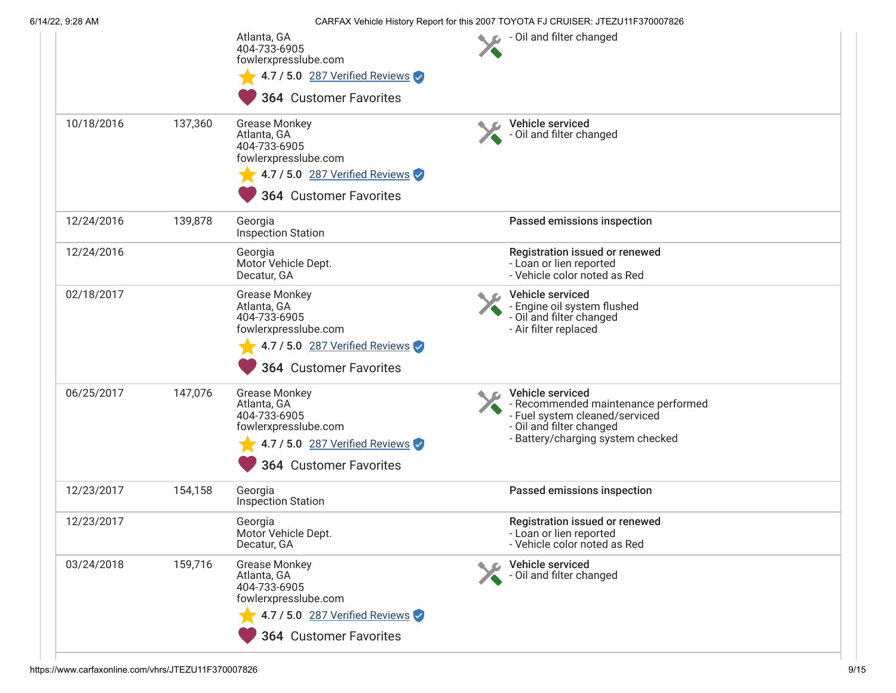| | | | |
|---|---|---|---|
| | | Atlanta, GA<br>404-733-6905<br>fowlerxpresslube.com<br>4.7 / 5.0 287 Verified Reviews<br>364 Customer Favorites | - Oil and filter changed |
| 10/18/2016 | 137,360 | Grease Monkey<br>Atlanta, GA<br>404-733-6905<br>fowlerxpresslube.com<br>4.7 / 5.0 287 Verified Reviews<br>364 Customer Favorites | **Vehicle serviced**<br>- Oil and filter changed |
| 12/24/2016 | 139,878 | Georgia<br>Inspection Station | **Passed emissions inspection** |
| 12/24/2016 | | Georgia<br>Motor Vehicle Dept.<br>Decatur, GA | **Registration issued or renewed**<br>- Loan or lien reported<br>- Vehicle color noted as Red |
| 02/18/2017 | | Grease Monkey<br>Atlanta, GA<br>404-733-6905<br>fowlerxpresslube.com<br>4.7 / 5.0 287 Verified Reviews<br>364 Customer Favorites | **Vehicle serviced**<br>- Engine oil system flushed<br>- Oil and filter changed<br>- Air filter replaced |
| 06/25/2017 | 147,076 | Grease Monkey<br>Atlanta, GA<br>404-733-6905<br>fowlerxpresslube.com<br>4.7 / 5.0 287 Verified Reviews<br>364 Customer Favorites | **Vehicle serviced**<br>- Recommended maintenance performed<br>- Fuel system cleaned/serviced<br>- Oil and filter changed<br>- Battery/charging system checked |
| 12/23/2017 | 154,158 | Georgia<br>Inspection Station | **Passed emissions inspection** |
| 12/23/2017 | | Georgia<br>Motor Vehicle Dept.<br>Decatur, GA | **Registration issued or renewed**<br>- Loan or lien reported<br>- Vehicle color noted as Red |
| 03/24/2018 | 159,716 | Grease Monkey<br>Atlanta, GA<br>404-733-6905<br>fowlerxpresslube.com<br>4.7 / 5.0 287 Verified Reviews<br>364 Customer Favorites | **Vehicle serviced**<br>- Oil and filter changed |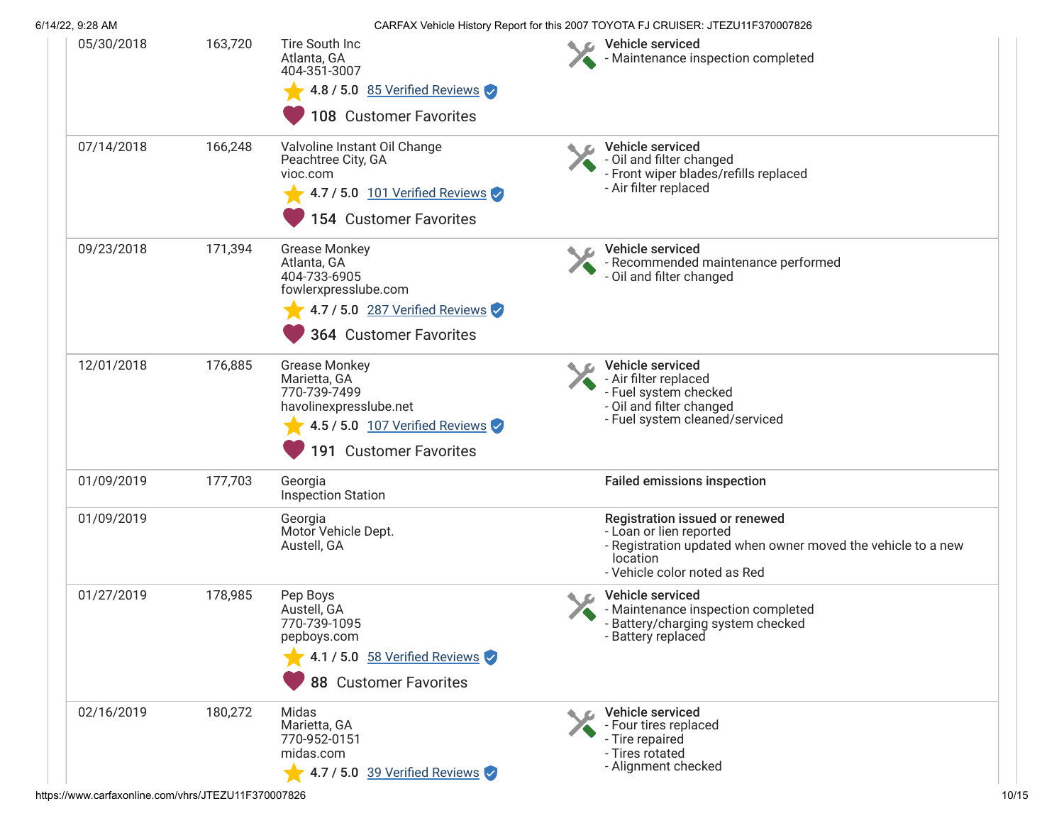| Date | Mileage | Source | Comments |
|---|---|---|---|
| 05/30/2018 | 163,720 | Tire South Inc<br>Atlanta, GA<br>404-351-3007<br>4.8 / 5.0 85 Verified Reviews<br>108 Customer Favorites | **Vehicle serviced**<br>- Maintenance inspection completed |
| 07/14/2018 | 166,248 | Valvoline Instant Oil Change<br>Peachtree City, GA<br>vioc.com<br>4.7 / 5.0 101 Verified Reviews<br>154 Customer Favorites | **Vehicle serviced**<br>- Oil and filter changed<br>- Front wiper blades/refills replaced<br>- Air filter replaced |
| 09/23/2018 | 171,394 | Grease Monkey<br>Atlanta, GA<br>404-733-6905<br>fowlerxpresslube.com<br>4.7 / 5.0 287 Verified Reviews<br>364 Customer Favorites | **Vehicle serviced**<br>- Recommended maintenance performed<br>- Oil and filter changed |
| 12/01/2018 | 176,885 | Grease Monkey<br>Marietta, GA<br>770-739-7499<br>havolinexpresslube.net<br>4.5 / 5.0 107 Verified Reviews<br>191 Customer Favorites | **Vehicle serviced**<br>- Air filter replaced<br>- Fuel system checked<br>- Oil and filter changed<br>- Fuel system cleaned/serviced |
| 01/09/2019 | 177,703 | Georgia<br>Inspection Station | **Failed emissions inspection** |
| 01/09/2019 | | Georgia<br>Motor Vehicle Dept.<br>Austell, GA | **Registration issued or renewed**<br>- Loan or lien reported<br>- Registration updated when owner moved the vehicle to a new location<br>- Vehicle color noted as Red |
| 01/27/2019 | 178,985 | Pep Boys<br>Austell, GA<br>770-739-1095<br>pepboys.com<br>4.1 / 5.0 58 Verified Reviews<br>88 Customer Favorites | **Vehicle serviced**<br>- Maintenance inspection completed<br>- Battery/charging system checked<br>- Battery replaced |
| 02/16/2019 | 180,272 | Midas<br>Marietta, GA<br>770-952-0151<br>midas.com<br>4.7 / 5.0 39 Verified Reviews | **Vehicle serviced**<br>- Four tires replaced<br>- Tire repaired<br>- Tires rotated<br>- Alignment checked |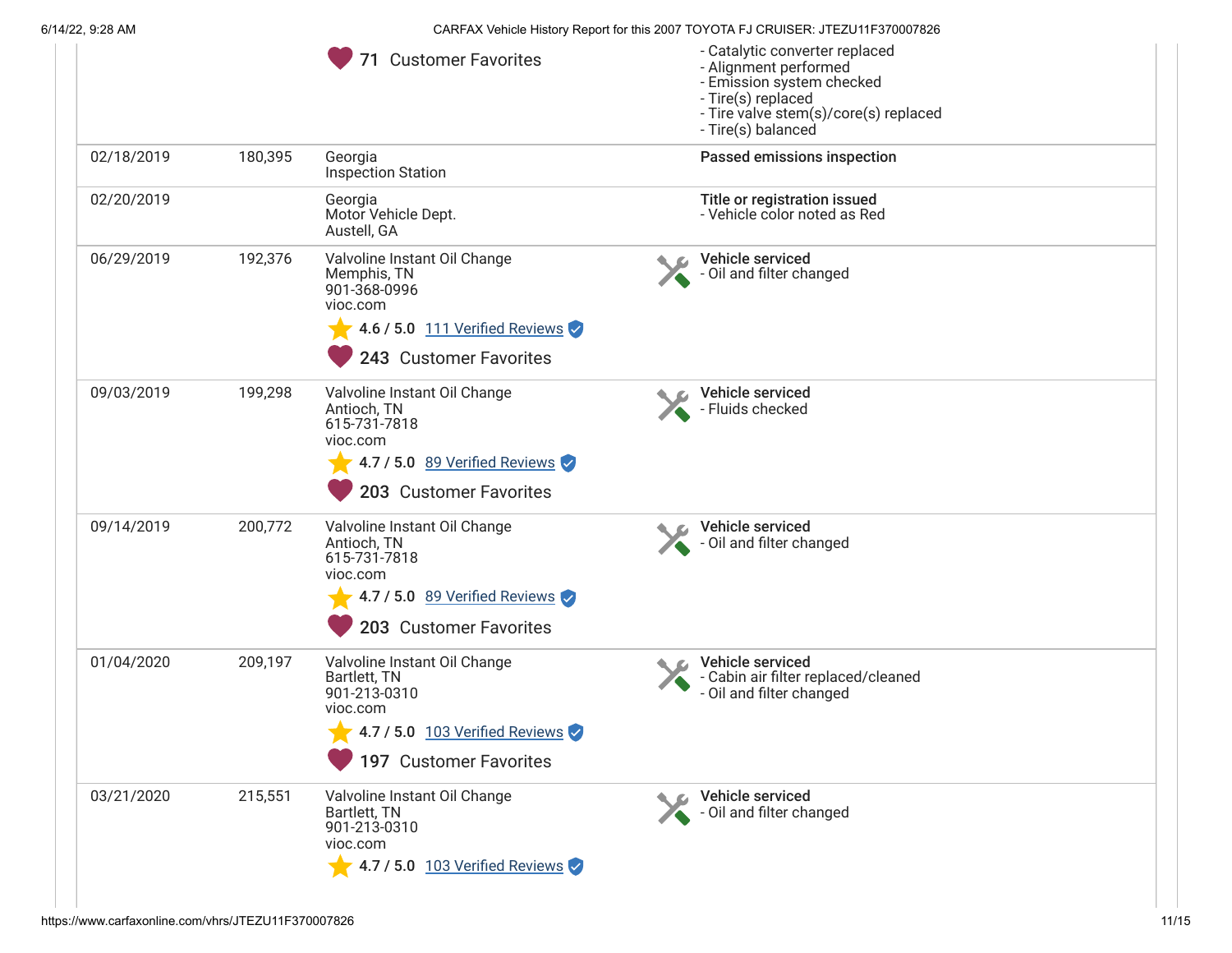| Date | Mileage | Source | Comments |
| --- | --- | --- | --- |
| | | 71 Customer Favorites | - Catalytic converter replaced<br>- Alignment performed<br>- Emission system checked<br>- Tire(s) replaced<br>- Tire valve stem(s)/core(s) replaced<br>- Tire(s) balanced |
| 02/18/2019 | 180,395 | Georgia<br>Inspection Station | **Passed emissions inspection** |
| 02/20/2019 | | Georgia<br>Motor Vehicle Dept.<br>Austell, GA | **Title or registration issued**<br>- Vehicle color noted as Red |
| 06/29/2019 | 192,376 | Valvoline Instant Oil Change<br>Memphis, TN<br>901-368-0996<br>vioc.com<br>4.6 / 5.0 111 Verified Reviews<br>243 Customer Favorites | **Vehicle serviced**<br>- Oil and filter changed |
| 09/03/2019 | 199,298 | Valvoline Instant Oil Change<br>Antioch, TN<br>615-731-7818<br>vioc.com<br>4.7 / 5.0 89 Verified Reviews<br>203 Customer Favorites | **Vehicle serviced**<br>- Fluids checked |
| 09/14/2019 | 200,772 | Valvoline Instant Oil Change<br>Antioch, TN<br>615-731-7818<br>vioc.com<br>4.7 / 5.0 89 Verified Reviews<br>203 Customer Favorites | **Vehicle serviced**<br>- Oil and filter changed |
| 01/04/2020 | 209,197 | Valvoline Instant Oil Change<br>Bartlett, TN<br>901-213-0310<br>vioc.com<br>4.7 / 5.0 103 Verified Reviews<br>197 Customer Favorites | **Vehicle serviced**<br>- Cabin air filter replaced/cleaned<br>- Oil and filter changed |
| 03/21/2020 | 215,551 | Valvoline Instant Oil Change<br>Bartlett, TN<br>901-213-0310<br>vioc.com<br>4.7 / 5.0 103 Verified Reviews | **Vehicle serviced**<br>- Oil and filter changed |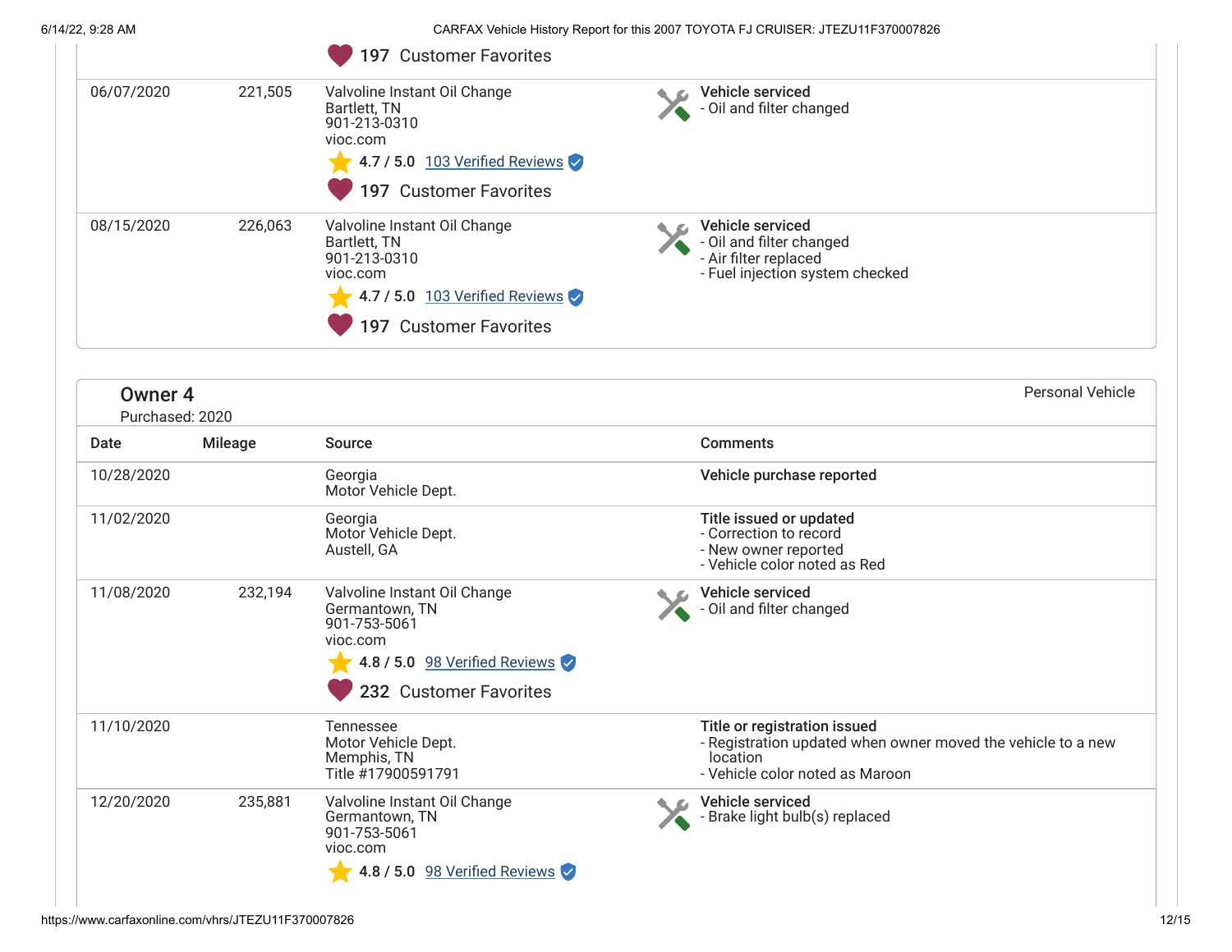197 Customer Favorites

| Date | Mileage | Source | Comments |
| --- | --- | --- | --- |
| 06/07/2020 | 221,505 | Valvoline Instant Oil Change<br>Bartlett, TN<br>901-213-0310<br>vioc.com<br>4.7 / 5.0 103 Verified Reviews<br>197 Customer Favorites | **Vehicle serviced**<br>- Oil and filter changed |
| 08/15/2020 | 226,063 | Valvoline Instant Oil Change<br>Bartlett, TN<br>901-213-0310<br>vioc.com<br>4.7 / 5.0 103 Verified Reviews<br>197 Customer Favorites | **Vehicle serviced**<br>- Oil and filter changed<br>- Air filter replaced<br>- Fuel injection system checked |

## Owner 4

Purchased: 2020

Personal Vehicle

| Date | Mileage | Source | Comments |
| --- | --- | --- | --- |
| 10/28/2020 | | Georgia<br>Motor Vehicle Dept. | **Vehicle purchase reported** |
| 11/02/2020 | | Georgia<br>Motor Vehicle Dept.<br>Austell, GA | **Title issued or updated**<br>- Correction to record<br>- New owner reported<br>- Vehicle color noted as Red |
| 11/08/2020 | 232,194 | Valvoline Instant Oil Change<br>Germantown, TN<br>901-753-5061<br>vioc.com<br>4.8 / 5.0 98 Verified Reviews<br>232 Customer Favorites | **Vehicle serviced**<br>- Oil and filter changed |
| 11/10/2020 | | Tennessee<br>Motor Vehicle Dept.<br>Memphis, TN<br>Title #17900591791 | **Title or registration issued**<br>- Registration updated when owner moved the vehicle to a new location<br>- Vehicle color noted as Maroon |
| 12/20/2020 | 235,881 | Valvoline Instant Oil Change<br>Germantown, TN<br>901-753-5061<br>vioc.com<br>4.8 / 5.0 98 Verified Reviews | **Vehicle serviced**<br>- Brake light bulb(s) replaced |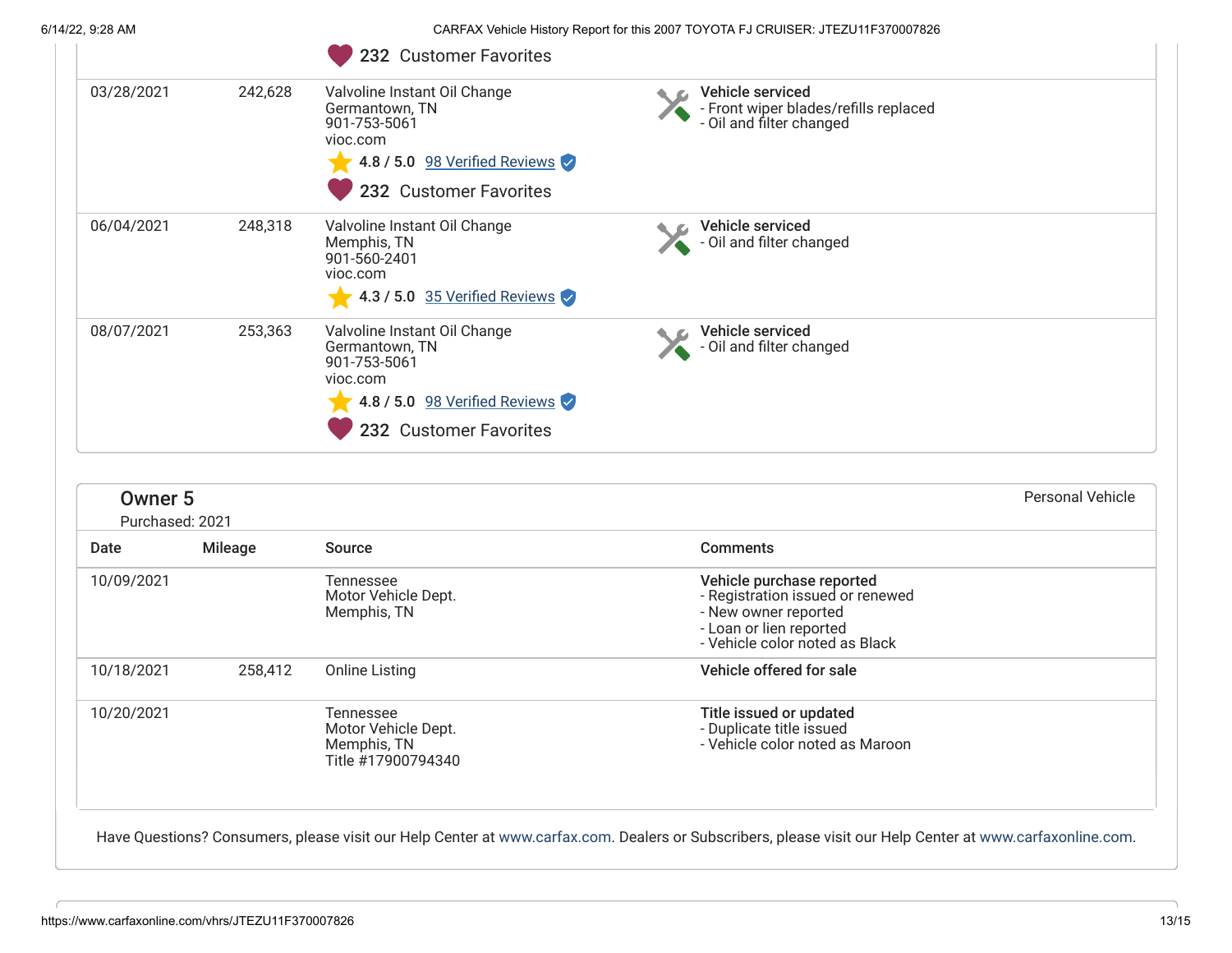232 Customer Favorites

| Date | Mileage | Source | Comments |
|---|---|---|---|
| 03/28/2021 | 242,628 | Valvoline Instant Oil Change<br>Germantown, TN<br>901-753-5061<br>vioc.com<br>4.8 / 5.0 98 Verified Reviews<br>232 Customer Favorites | **Vehicle serviced**<br>- Front wiper blades/refills replaced<br>- Oil and filter changed |
| 06/04/2021 | 248,318 | Valvoline Instant Oil Change<br>Memphis, TN<br>901-560-2401<br>vioc.com<br>4.3 / 5.0 35 Verified Reviews | **Vehicle serviced**<br>- Oil and filter changed |
| 08/07/2021 | 253,363 | Valvoline Instant Oil Change<br>Germantown, TN<br>901-753-5061<br>vioc.com<br>4.8 / 5.0 98 Verified Reviews<br>232 Customer Favorites | **Vehicle serviced**<br>- Oil and filter changed |

## Owner 5

Purchased: 2021

Personal Vehicle

| Date | Mileage | Source | Comments |
|---|---|---|---|
| 10/09/2021 | | Tennessee<br>Motor Vehicle Dept.<br>Memphis, TN | **Vehicle purchase reported**<br>- Registration issued or renewed<br>- New owner reported<br>- Loan or lien reported<br>- Vehicle color noted as Black |
| 10/18/2021 | 258,412 | Online Listing | **Vehicle offered for sale** |
| 10/20/2021 | | Tennessee<br>Motor Vehicle Dept.<br>Memphis, TN<br>Title #17900794340 | **Title issued or updated**<br>- Duplicate title issued<br>- Vehicle color noted as Maroon |

Have Questions? Consumers, please visit our Help Center at www.carfax.com. Dealers or Subscribers, please visit our Help Center at www.carfaxonline.com.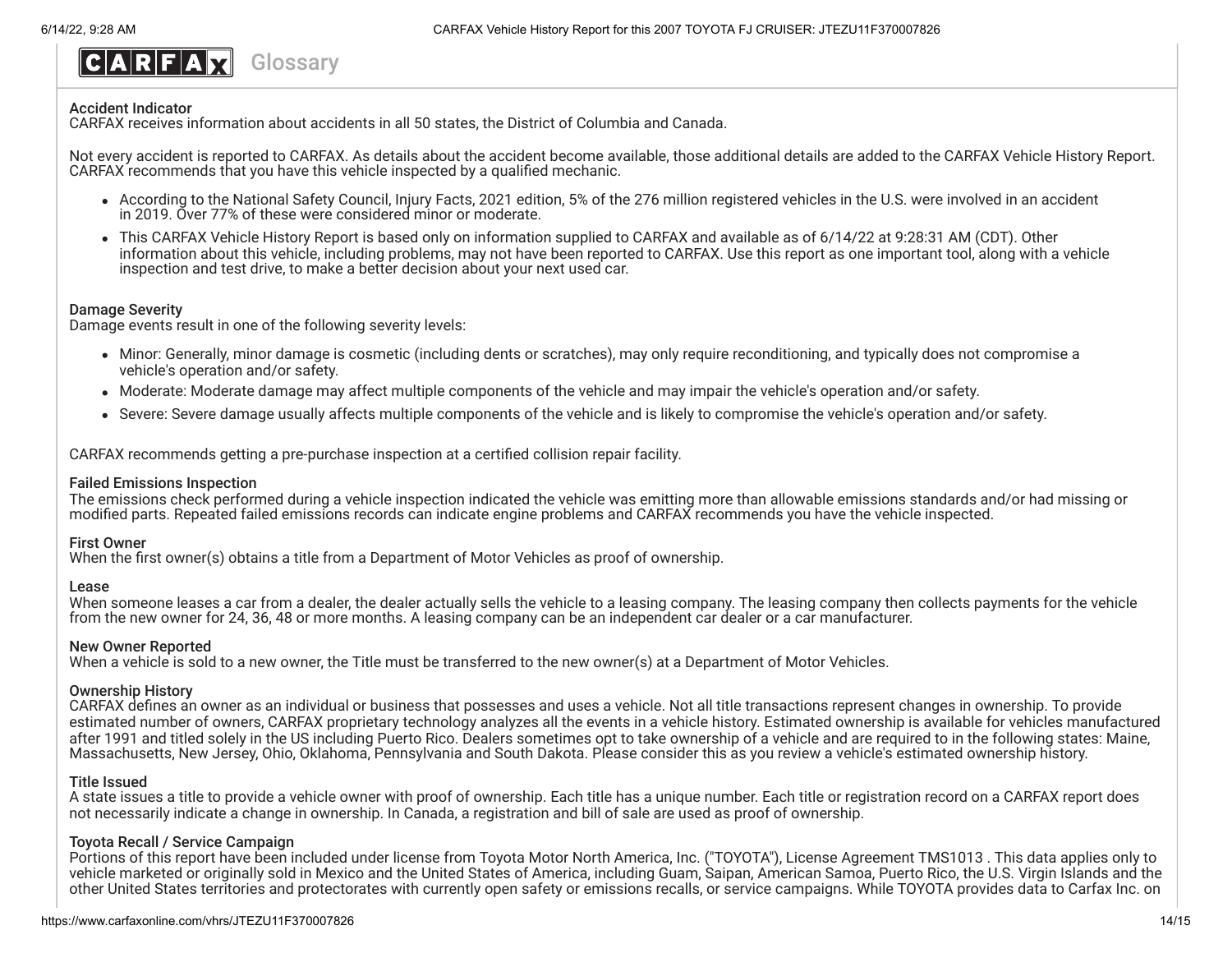# CARFAX Glossary

### Accident Indicator

CARFAX receives information about accidents in all 50 states, the District of Columbia and Canada.

Not every accident is reported to CARFAX. As details about the accident become available, those additional details are added to the CARFAX Vehicle History Report. CARFAX recommends that you have this vehicle inspected by a qualified mechanic.

- According to the National Safety Council, Injury Facts, 2021 edition, 5% of the 276 million registered vehicles in the U.S. were involved in an accident in 2019. Over 77% of these were considered minor or moderate.
- This CARFAX Vehicle History Report is based only on information supplied to CARFAX and available as of 6/14/22 at 9:28:31 AM (CDT). Other information about this vehicle, including problems, may not have been reported to CARFAX. Use this report as one important tool, along with a vehicle inspection and test drive, to make a better decision about your next used car.

### Damage Severity

Damage events result in one of the following severity levels:

- Minor: Generally, minor damage is cosmetic (including dents or scratches), may only require reconditioning, and typically does not compromise a vehicle's operation and/or safety.
- Moderate: Moderate damage may affect multiple components of the vehicle and may impair the vehicle's operation and/or safety.
- Severe: Severe damage usually affects multiple components of the vehicle and is likely to compromise the vehicle's operation and/or safety.

CARFAX recommends getting a pre-purchase inspection at a certified collision repair facility.

### Failed Emissions Inspection

The emissions check performed during a vehicle inspection indicated the vehicle was emitting more than allowable emissions standards and/or had missing or modified parts. Repeated failed emissions records can indicate engine problems and CARFAX recommends you have the vehicle inspected.

### First Owner

When the first owner(s) obtains a title from a Department of Motor Vehicles as proof of ownership.

### Lease

When someone leases a car from a dealer, the dealer actually sells the vehicle to a leasing company. The leasing company then collects payments for the vehicle from the new owner for 24, 36, 48 or more months. A leasing company can be an independent car dealer or a car manufacturer.

### New Owner Reported

When a vehicle is sold to a new owner, the Title must be transferred to the new owner(s) at a Department of Motor Vehicles.

### Ownership History

CARFAX defines an owner as an individual or business that possesses and uses a vehicle. Not all title transactions represent changes in ownership. To provide estimated number of owners, CARFAX proprietary technology analyzes all the events in a vehicle history. Estimated ownership is available for vehicles manufactured after 1991 and titled solely in the US including Puerto Rico. Dealers sometimes opt to take ownership of a vehicle and are required to in the following states: Maine, Massachusetts, New Jersey, Ohio, Oklahoma, Pennsylvania and South Dakota. Please consider this as you review a vehicle's estimated ownership history.

### Title Issued

A state issues a title to provide a vehicle owner with proof of ownership. Each title has a unique number. Each title or registration record on a CARFAX report does not necessarily indicate a change in ownership. In Canada, a registration and bill of sale are used as proof of ownership.

### Toyota Recall / Service Campaign

Portions of this report have been included under license from Toyota Motor North America, Inc. ("TOYOTA"), License Agreement TMS1013 . This data applies only to vehicle marketed or originally sold in Mexico and the United States of America, including Guam, Saipan, American Samoa, Puerto Rico, the U.S. Virgin Islands and the other United States territories and protectorates with currently open safety or emissions recalls, or service campaigns. While TOYOTA provides data to Carfax Inc. on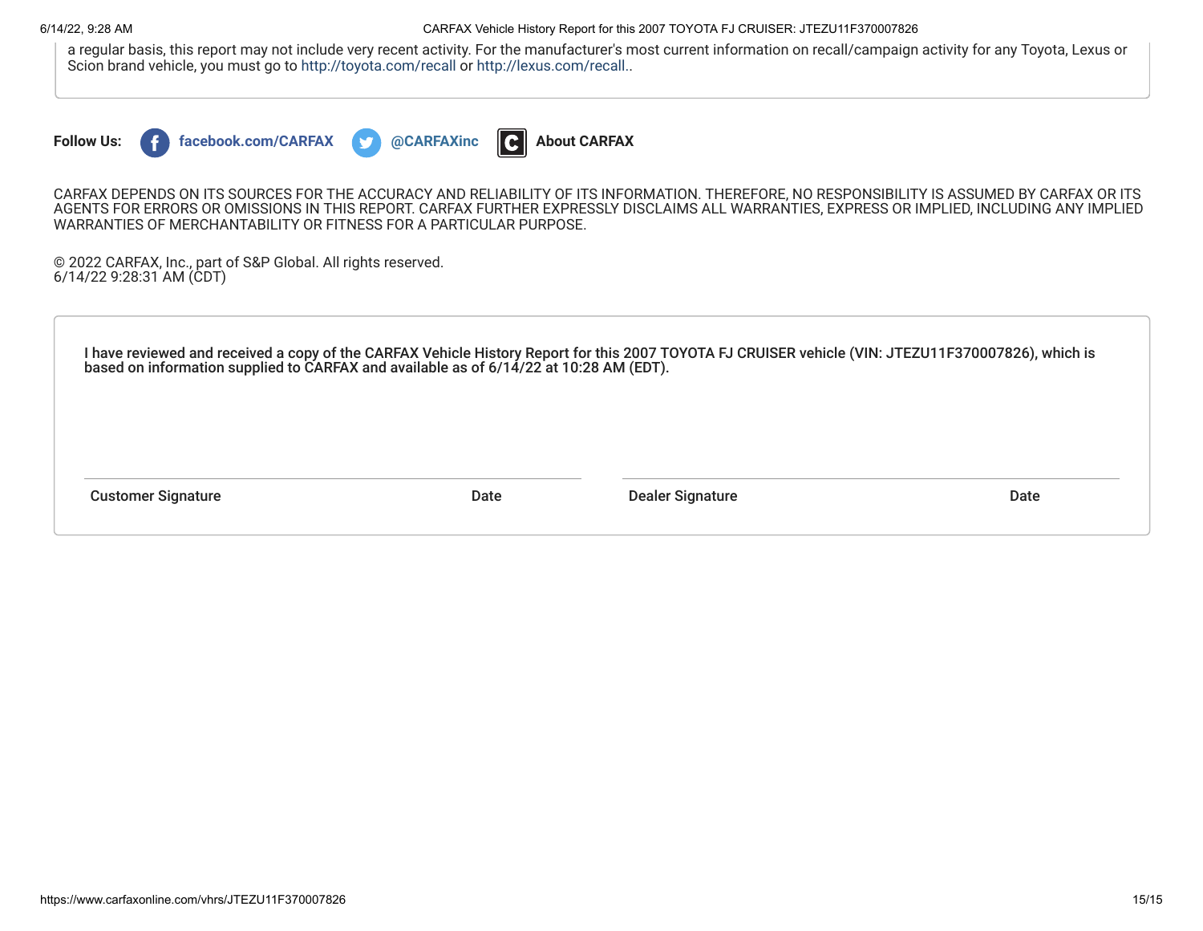a regular basis, this report may not include very recent activity. For the manufacturer's most current information on recall/campaign activity for any Toyota, Lexus or Scion brand vehicle, you must go to http://toyota.com/recall or http://lexus.com/recall..

**Follow Us:** **facebook.com/CARFAX** **@CARFAXinc** **About CARFAX**

CARFAX DEPENDS ON ITS SOURCES FOR THE ACCURACY AND RELIABILITY OF ITS INFORMATION. THEREFORE, NO RESPONSIBILITY IS ASSUMED BY CARFAX OR ITS AGENTS FOR ERRORS OR OMISSIONS IN THIS REPORT. CARFAX FURTHER EXPRESSLY DISCLAIMS ALL WARRANTIES, EXPRESS OR IMPLIED, INCLUDING ANY IMPLIED WARRANTIES OF MERCHANTABILITY OR FITNESS FOR A PARTICULAR PURPOSE.

© 2022 CARFAX, Inc., part of S&P Global. All rights reserved.
6/14/22 9:28:31 AM (CDT)

I have reviewed and received a copy of the CARFAX Vehicle History Report for this 2007 TOYOTA FJ CRUISER vehicle (VIN: JTEZU11F370007826), which is based on information supplied to CARFAX and available as of 6/14/22 at 10:28 AM (EDT).

Customer Signature ________________ Date ________

Dealer Signature ________________ Date ________